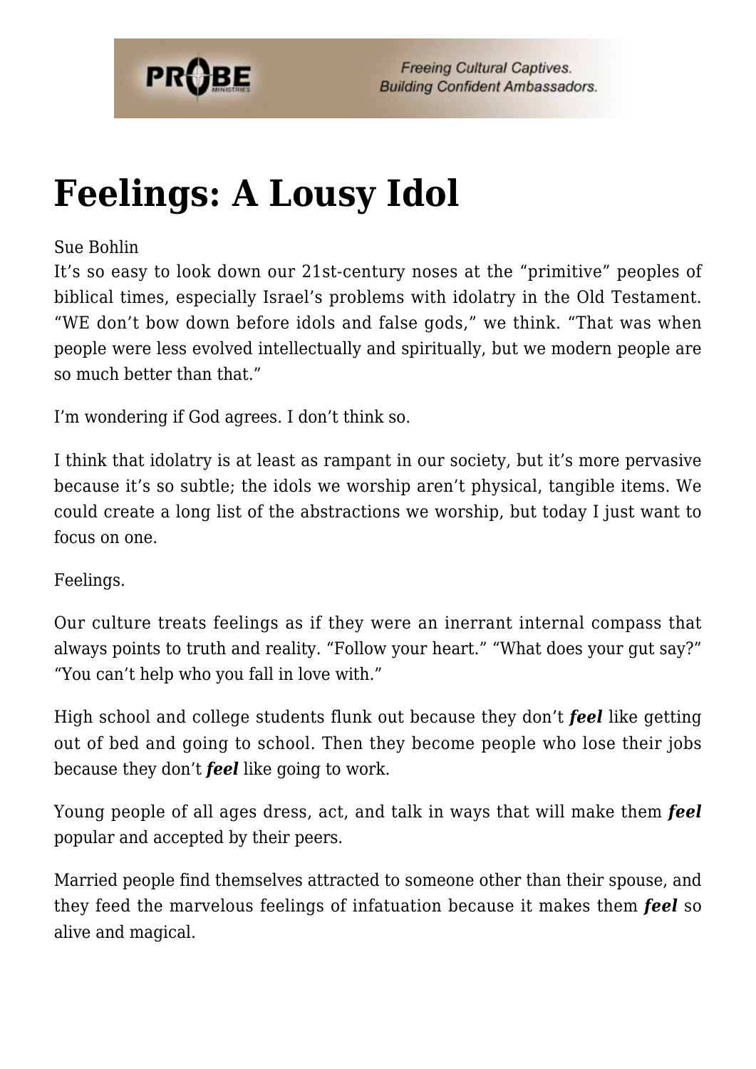# Feelings: A Lousy Idol

Sue Bohlin

It's so easy to look down our 21st-century noses at the "primitive" peoples of biblical times, especially Israel's problems with idolatry in the Old Testament. "WE don't bow down before idols and false gods," we think. "That was when people were less evolved intellectually and spiritually, but we modern people are so much better than that."

I'm wondering if God agrees. I don't think so.

I think that idolatry is at least as rampant in our society, but it's more pervasive because it's so subtle; the idols we worship aren't physical, tangible items. We could create a long list of the abstractions we worship, but today I just want to focus on one.

Feelings.

Our culture treats feelings as if they were an inerrant internal compass that always points to truth and reality. "Follow your heart." "What does your gut say?" "You can't help who you fall in love with."

High school and college students flunk out because they don't ***feel*** like getting out of bed and going to school. Then they become people who lose their jobs because they don't ***feel*** like going to work.

Young people of all ages dress, act, and talk in ways that will make them ***feel*** popular and accepted by their peers.

Married people find themselves attracted to someone other than their spouse, and they feed the marvelous feelings of infatuation because it makes them ***feel*** so alive and magical.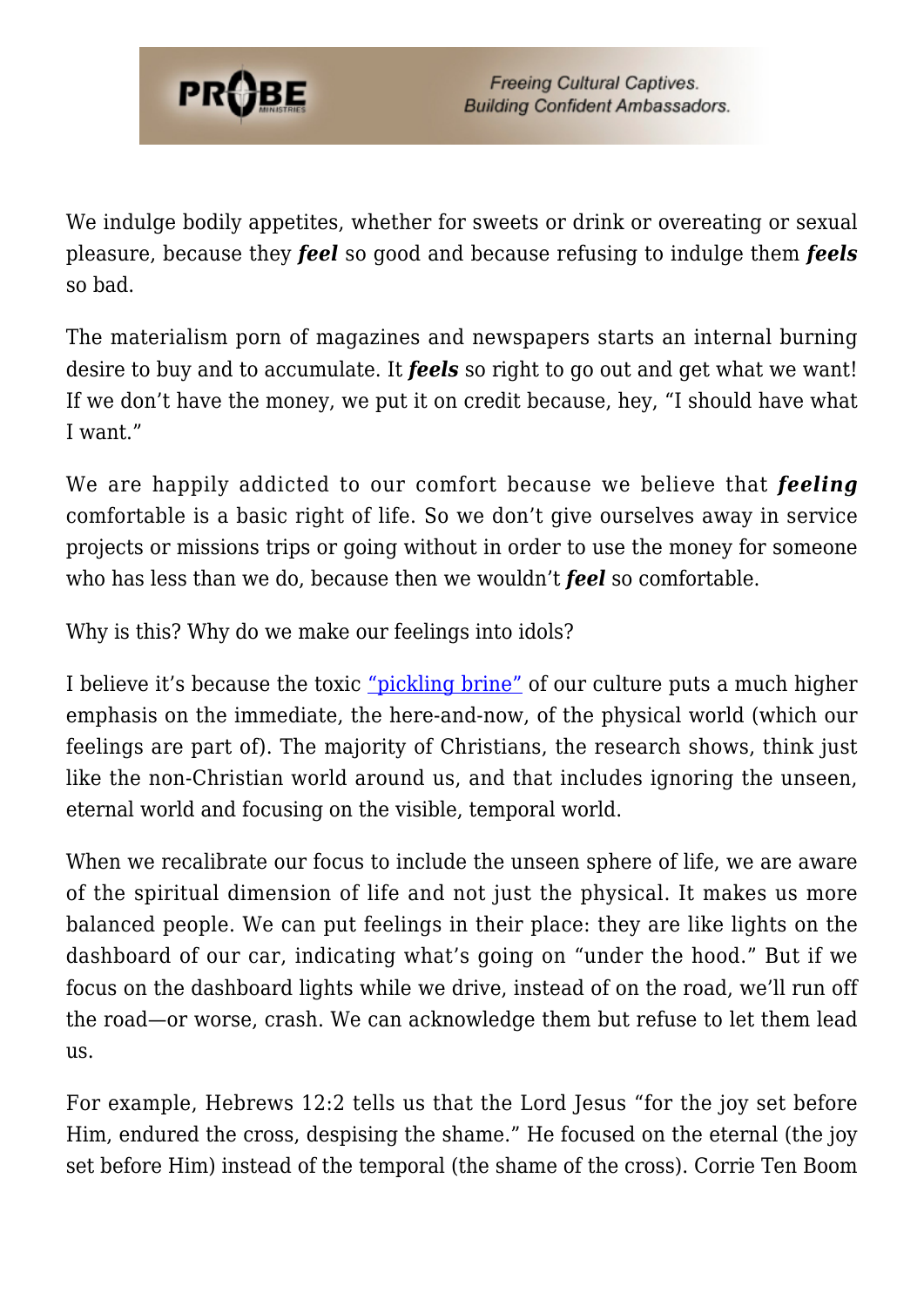We indulge bodily appetites, whether for sweets or drink or overeating or sexual pleasure, because they ***feel*** so good and because refusing to indulge them ***feels*** so bad.

The materialism porn of magazines and newspapers starts an internal burning desire to buy and to accumulate. It ***feels*** so right to go out and get what we want! If we don't have the money, we put it on credit because, hey, "I should have what I want."

We are happily addicted to our comfort because we believe that ***feeling*** comfortable is a basic right of life. So we don't give ourselves away in service projects or missions trips or going without in order to use the money for someone who has less than we do, because then we wouldn't ***feel*** so comfortable.

Why is this? Why do we make our feelings into idols?

I believe it's because the toxic "pickling brine" of our culture puts a much higher emphasis on the immediate, the here-and-now, of the physical world (which our feelings are part of). The majority of Christians, the research shows, think just like the non-Christian world around us, and that includes ignoring the unseen, eternal world and focusing on the visible, temporal world.

When we recalibrate our focus to include the unseen sphere of life, we are aware of the spiritual dimension of life and not just the physical. It makes us more balanced people. We can put feelings in their place: they are like lights on the dashboard of our car, indicating what's going on "under the hood." But if we focus on the dashboard lights while we drive, instead of on the road, we'll run off the road—or worse, crash. We can acknowledge them but refuse to let them lead us.

For example, Hebrews 12:2 tells us that the Lord Jesus "for the joy set before Him, endured the cross, despising the shame." He focused on the eternal (the joy set before Him) instead of the temporal (the shame of the cross). Corrie Ten Boom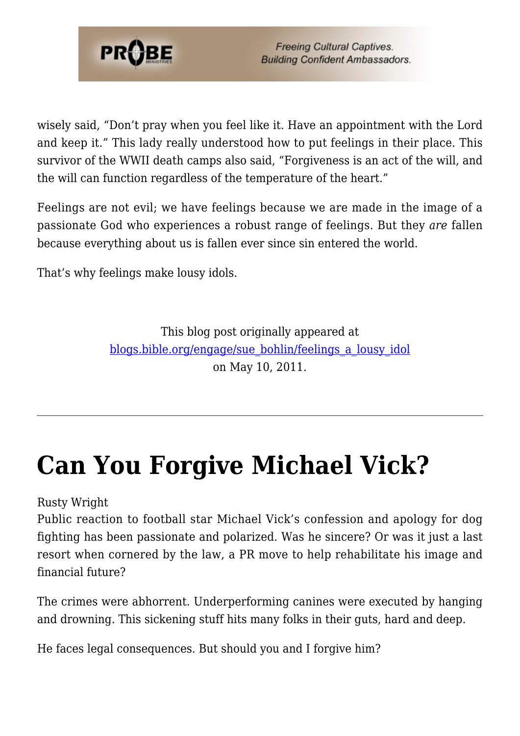wisely said, "Don't pray when you feel like it. Have an appointment with the Lord and keep it." This lady really understood how to put feelings in their place. This survivor of the WWII death camps also said, "Forgiveness is an act of the will, and the will can function regardless of the temperature of the heart."

Feelings are not evil; we have feelings because we are made in the image of a passionate God who experiences a robust range of feelings. But they *are* fallen because everything about us is fallen ever since sin entered the world.

That's why feelings make lousy idols.

This blog post originally appeared at [blogs.bible.org/engage/sue_bohlin/feelings_a_lousy_idol](blogs.bible.org/engage/sue_bohlin/feelings_a_lousy_idol) on May 10, 2011.

---

# Can You Forgive Michael Vick?

Rusty Wright

Public reaction to football star Michael Vick's confession and apology for dog fighting has been passionate and polarized. Was he sincere? Or was it just a last resort when cornered by the law, a PR move to help rehabilitate his image and financial future?

The crimes were abhorrent. Underperforming canines were executed by hanging and drowning. This sickening stuff hits many folks in their guts, hard and deep.

He faces legal consequences. But should you and I forgive him?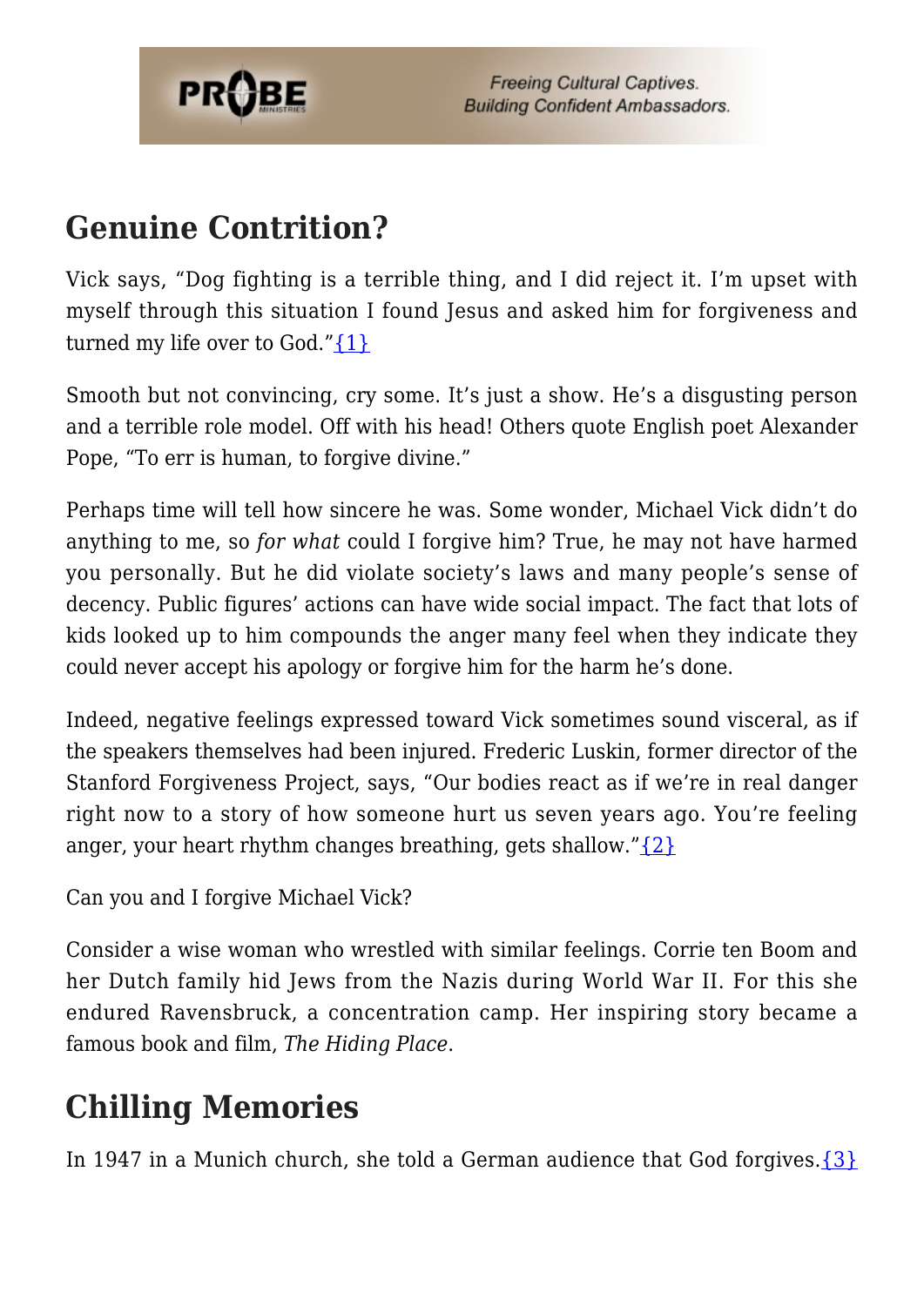## Genuine Contrition?

Vick says, "Dog fighting is a terrible thing, and I did reject it. I'm upset with myself through this situation I found Jesus and asked him for forgiveness and turned my life over to God."{1}

Smooth but not convincing, cry some. It's just a show. He's a disgusting person and a terrible role model. Off with his head! Others quote English poet Alexander Pope, "To err is human, to forgive divine."

Perhaps time will tell how sincere he was. Some wonder, Michael Vick didn't do anything to me, so *for what* could I forgive him? True, he may not have harmed you personally. But he did violate society's laws and many people's sense of decency. Public figures' actions can have wide social impact. The fact that lots of kids looked up to him compounds the anger many feel when they indicate they could never accept his apology or forgive him for the harm he's done.

Indeed, negative feelings expressed toward Vick sometimes sound visceral, as if the speakers themselves had been injured. Frederic Luskin, former director of the Stanford Forgiveness Project, says, "Our bodies react as if we're in real danger right now to a story of how someone hurt us seven years ago. You're feeling anger, your heart rhythm changes breathing, gets shallow."{2}

Can you and I forgive Michael Vick?

Consider a wise woman who wrestled with similar feelings. Corrie ten Boom and her Dutch family hid Jews from the Nazis during World War II. For this she endured Ravensbruck, a concentration camp. Her inspiring story became a famous book and film, *The Hiding Place*.

## Chilling Memories

In 1947 in a Munich church, she told a German audience that God forgives.{3}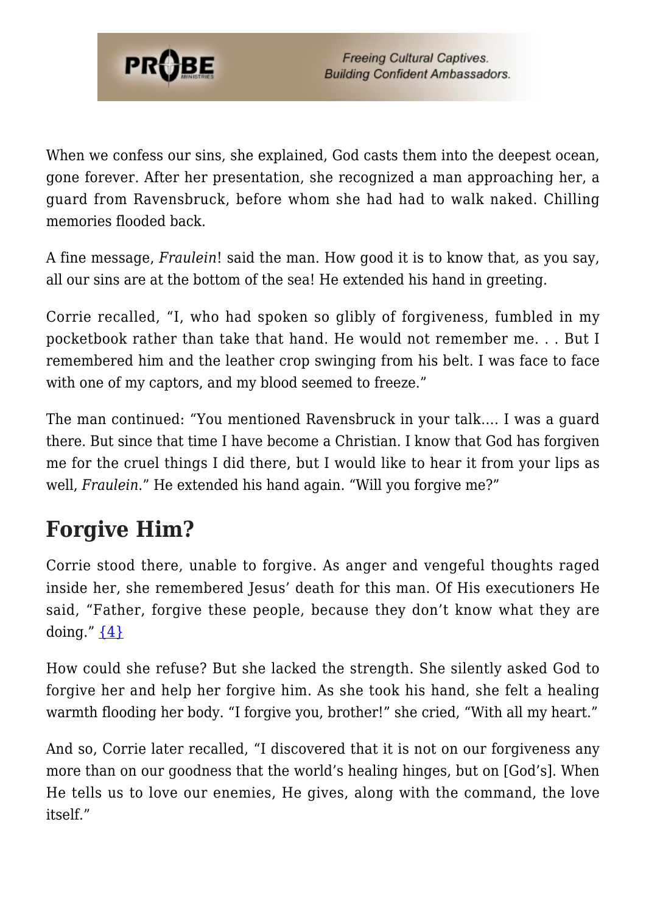When we confess our sins, she explained, God casts them into the deepest ocean, gone forever. After her presentation, she recognized a man approaching her, a guard from Ravensbruck, before whom she had had to walk naked. Chilling memories flooded back.

A fine message, *Fraulein*! said the man. How good it is to know that, as you say, all our sins are at the bottom of the sea! He extended his hand in greeting.

Corrie recalled, "I, who had spoken so glibly of forgiveness, fumbled in my pocketbook rather than take that hand. He would not remember me. . . But I remembered him and the leather crop swinging from his belt. I was face to face with one of my captors, and my blood seemed to freeze."

The man continued: "You mentioned Ravensbruck in your talk…. I was a guard there. But since that time I have become a Christian. I know that God has forgiven me for the cruel things I did there, but I would like to hear it from your lips as well, *Fraulein*." He extended his hand again. "Will you forgive me?"

## Forgive Him?

Corrie stood there, unable to forgive. As anger and vengeful thoughts raged inside her, she remembered Jesus' death for this man. Of His executioners He said, "Father, forgive these people, because they don't know what they are doing." {4}

How could she refuse? But she lacked the strength. She silently asked God to forgive her and help her forgive him. As she took his hand, she felt a healing warmth flooding her body. "I forgive you, brother!" she cried, "With all my heart."

And so, Corrie later recalled, "I discovered that it is not on our forgiveness any more than on our goodness that the world's healing hinges, but on [God's]. When He tells us to love our enemies, He gives, along with the command, the love itself."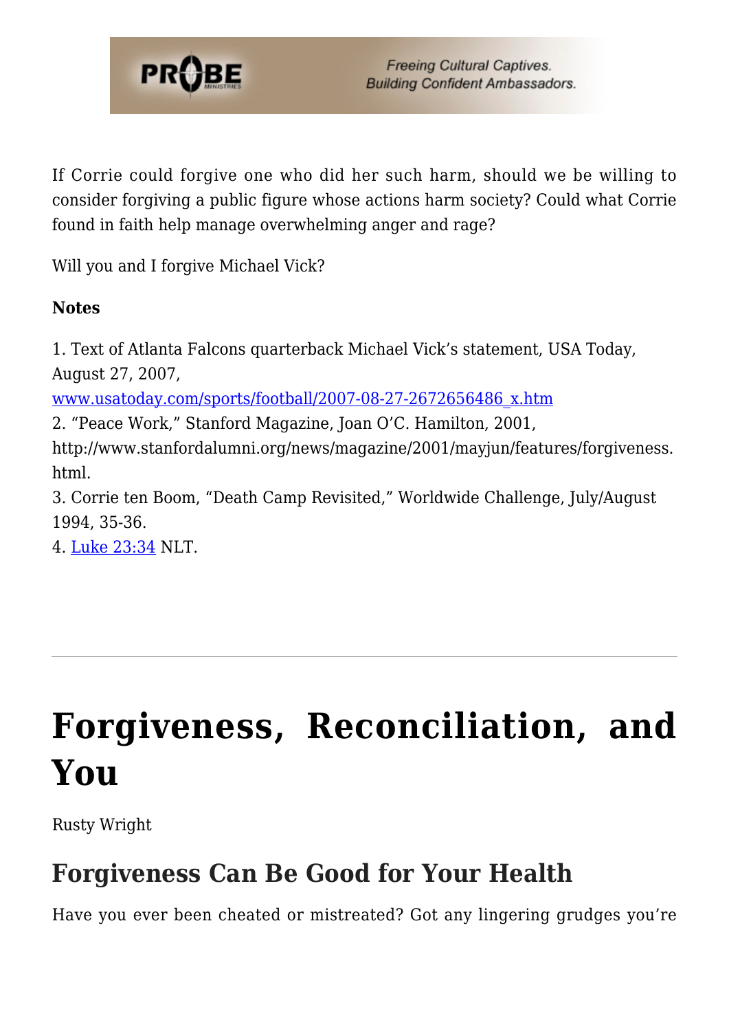If Corrie could forgive one who did her such harm, should we be willing to consider forgiving a public figure whose actions harm society? Could what Corrie found in faith help manage overwhelming anger and rage?

Will you and I forgive Michael Vick?

**Notes**

1. Text of Atlanta Falcons quarterback Michael Vick's statement, USA Today, August 27, 2007, [www.usatoday.com/sports/football/2007-08-27-2672656486_x.htm](www.usatoday.com/sports/football/2007-08-27-2672656486_x.htm)
2. "Peace Work," Stanford Magazine, Joan O'C. Hamilton, 2001, http://www.stanfordalumni.org/news/magazine/2001/mayjun/features/forgiveness.html.
3. Corrie ten Boom, "Death Camp Revisited," Worldwide Challenge, July/August 1994, 35-36.
4. [Luke 23:34](Luke 23:34) NLT.

---

# Forgiveness, Reconciliation, and You

Rusty Wright

## Forgiveness Can Be Good for Your Health

Have you ever been cheated or mistreated? Got any lingering grudges you're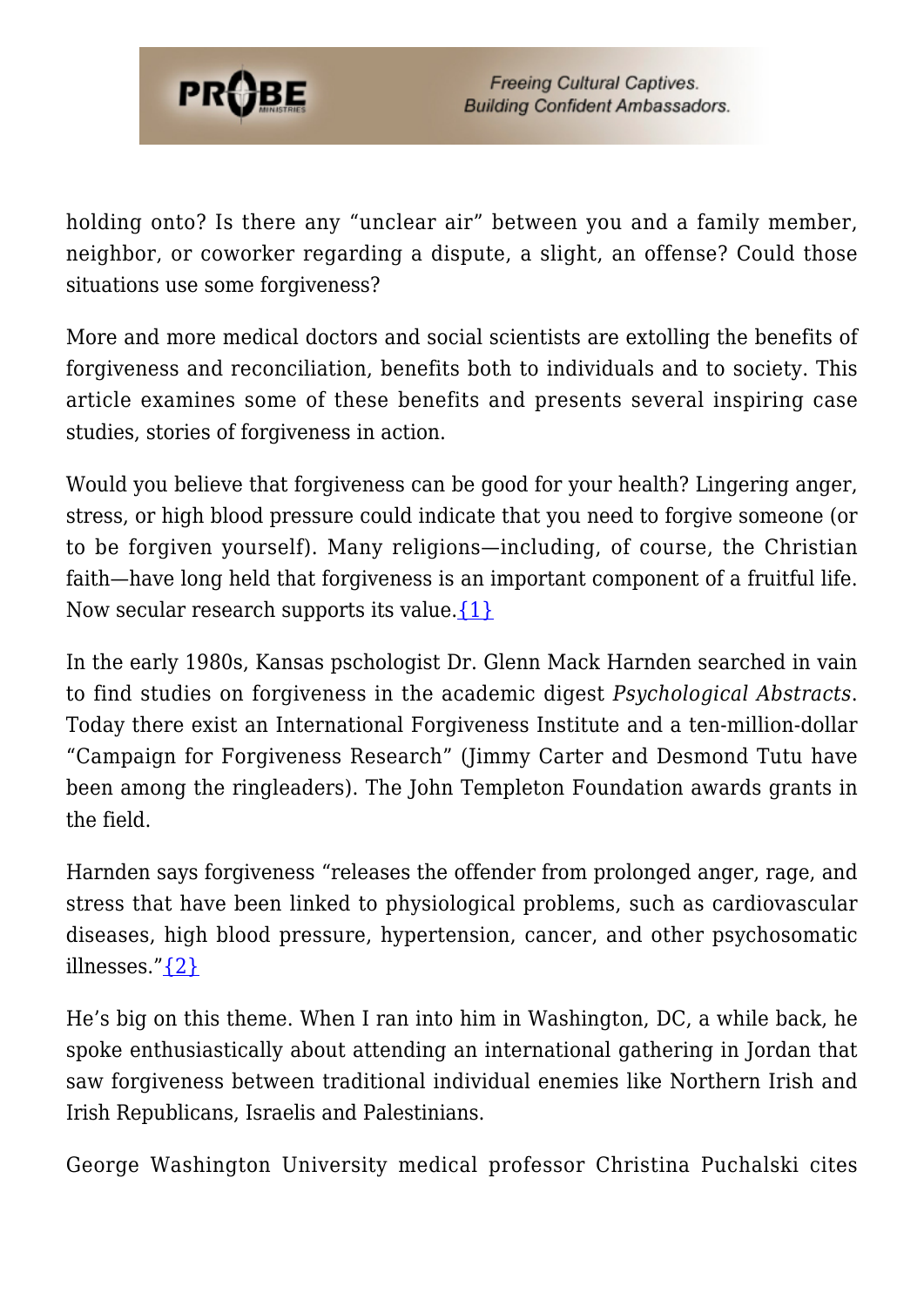holding onto? Is there any "unclear air" between you and a family member, neighbor, or coworker regarding a dispute, a slight, an offense? Could those situations use some forgiveness?

More and more medical doctors and social scientists are extolling the benefits of forgiveness and reconciliation, benefits both to individuals and to society. This article examines some of these benefits and presents several inspiring case studies, stories of forgiveness in action.

Would you believe that forgiveness can be good for your health? Lingering anger, stress, or high blood pressure could indicate that you need to forgive someone (or to be forgiven yourself). Many religions—including, of course, the Christian faith—have long held that forgiveness is an important component of a fruitful life. Now secular research supports its value.{1}

In the early 1980s, Kansas pschologist Dr. Glenn Mack Harnden searched in vain to find studies on forgiveness in the academic digest *Psychological Abstracts*. Today there exist an International Forgiveness Institute and a ten-million-dollar "Campaign for Forgiveness Research" (Jimmy Carter and Desmond Tutu have been among the ringleaders). The John Templeton Foundation awards grants in the field.

Harnden says forgiveness "releases the offender from prolonged anger, rage, and stress that have been linked to physiological problems, such as cardiovascular diseases, high blood pressure, hypertension, cancer, and other psychosomatic illnesses."{2}

He's big on this theme. When I ran into him in Washington, DC, a while back, he spoke enthusiastically about attending an international gathering in Jordan that saw forgiveness between traditional individual enemies like Northern Irish and Irish Republicans, Israelis and Palestinians.

George Washington University medical professor Christina Puchalski cites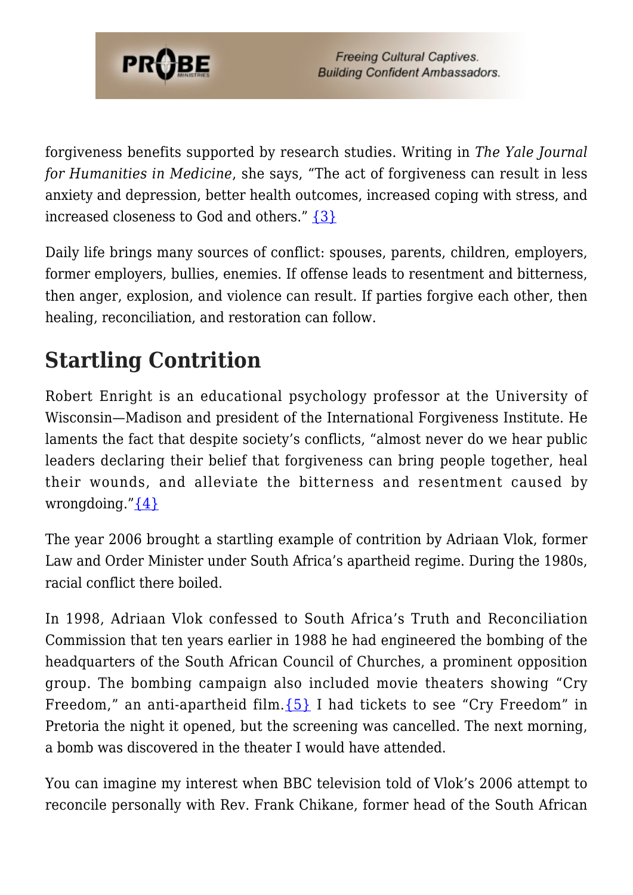forgiveness benefits supported by research studies. Writing in *The Yale Journal for Humanities in Medicine*, she says, "The act of forgiveness can result in less anxiety and depression, better health outcomes, increased coping with stress, and increased closeness to God and others." {3}

Daily life brings many sources of conflict: spouses, parents, children, employers, former employers, bullies, enemies. If offense leads to resentment and bitterness, then anger, explosion, and violence can result. If parties forgive each other, then healing, reconciliation, and restoration can follow.

## Startling Contrition

Robert Enright is an educational psychology professor at the University of Wisconsin—Madison and president of the International Forgiveness Institute. He laments the fact that despite society's conflicts, "almost never do we hear public leaders declaring their belief that forgiveness can bring people together, heal their wounds, and alleviate the bitterness and resentment caused by wrongdoing."{4}

The year 2006 brought a startling example of contrition by Adriaan Vlok, former Law and Order Minister under South Africa's apartheid regime. During the 1980s, racial conflict there boiled.

In 1998, Adriaan Vlok confessed to South Africa's Truth and Reconciliation Commission that ten years earlier in 1988 he had engineered the bombing of the headquarters of the South African Council of Churches, a prominent opposition group. The bombing campaign also included movie theaters showing "Cry Freedom," an anti-apartheid film.{5} I had tickets to see "Cry Freedom" in Pretoria the night it opened, but the screening was cancelled. The next morning, a bomb was discovered in the theater I would have attended.

You can imagine my interest when BBC television told of Vlok's 2006 attempt to reconcile personally with Rev. Frank Chikane, former head of the South African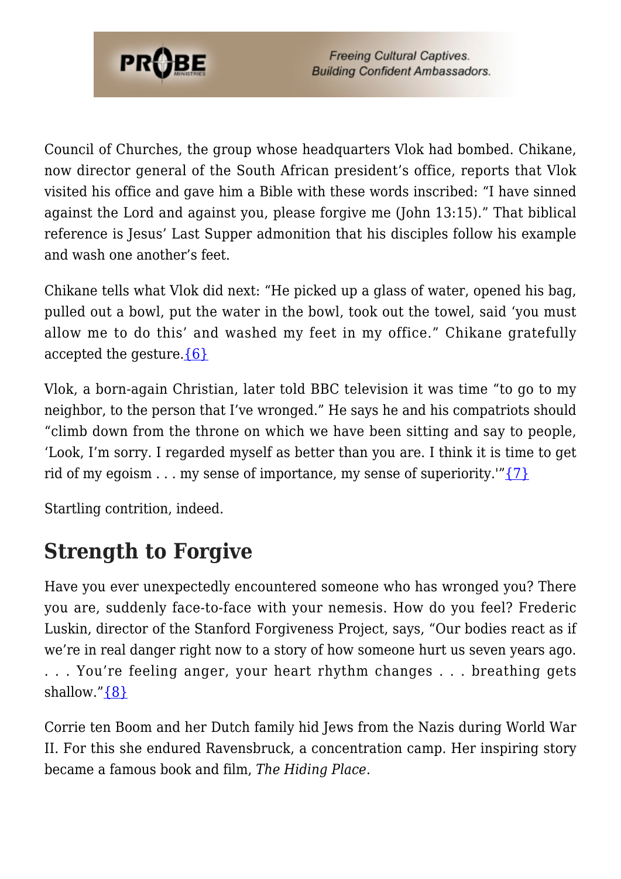Council of Churches, the group whose headquarters Vlok had bombed. Chikane, now director general of the South African president's office, reports that Vlok visited his office and gave him a Bible with these words inscribed: "I have sinned against the Lord and against you, please forgive me (John 13:15)." That biblical reference is Jesus' Last Supper admonition that his disciples follow his example and wash one another's feet.

Chikane tells what Vlok did next: "He picked up a glass of water, opened his bag, pulled out a bowl, put the water in the bowl, took out the towel, said 'you must allow me to do this' and washed my feet in my office." Chikane gratefully accepted the gesture.{6}

Vlok, a born-again Christian, later told BBC television it was time "to go to my neighbor, to the person that I've wronged." He says he and his compatriots should "climb down from the throne on which we have been sitting and say to people, 'Look, I'm sorry. I regarded myself as better than you are. I think it is time to get rid of my egoism . . . my sense of importance, my sense of superiority.'"{7}

Startling contrition, indeed.

## Strength to Forgive

Have you ever unexpectedly encountered someone who has wronged you? There you are, suddenly face-to-face with your nemesis. How do you feel? Frederic Luskin, director of the Stanford Forgiveness Project, says, "Our bodies react as if we're in real danger right now to a story of how someone hurt us seven years ago. . . . You're feeling anger, your heart rhythm changes . . . breathing gets shallow."{8}

Corrie ten Boom and her Dutch family hid Jews from the Nazis during World War II. For this she endured Ravensbruck, a concentration camp. Her inspiring story became a famous book and film, *The Hiding Place*.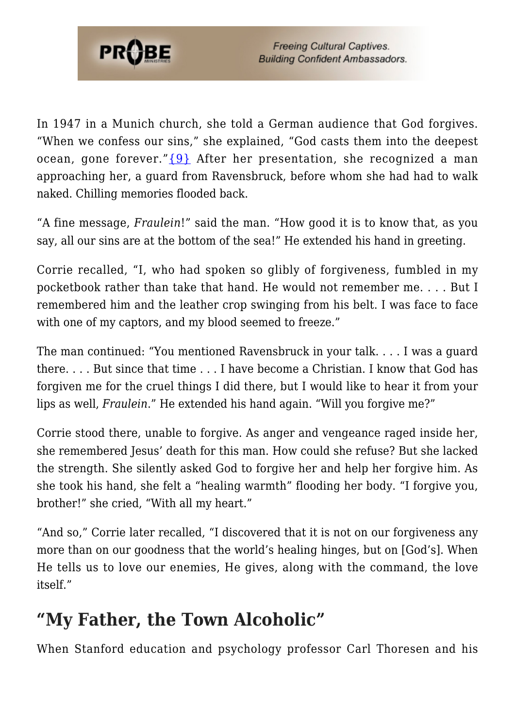In 1947 in a Munich church, she told a German audience that God forgives. "When we confess our sins," she explained, "God casts them into the deepest ocean, gone forever."{9} After her presentation, she recognized a man approaching her, a guard from Ravensbruck, before whom she had had to walk naked. Chilling memories flooded back.

"A fine message, *Fraulein*!" said the man. "How good it is to know that, as you say, all our sins are at the bottom of the sea!" He extended his hand in greeting.

Corrie recalled, "I, who had spoken so glibly of forgiveness, fumbled in my pocketbook rather than take that hand. He would not remember me. . . . But I remembered him and the leather crop swinging from his belt. I was face to face with one of my captors, and my blood seemed to freeze."

The man continued: "You mentioned Ravensbruck in your talk. . . . I was a guard there. . . . But since that time . . . I have become a Christian. I know that God has forgiven me for the cruel things I did there, but I would like to hear it from your lips as well, *Fraulein*." He extended his hand again. "Will you forgive me?"

Corrie stood there, unable to forgive. As anger and vengeance raged inside her, she remembered Jesus' death for this man. How could she refuse? But she lacked the strength. She silently asked God to forgive her and help her forgive him. As she took his hand, she felt a "healing warmth" flooding her body. "I forgive you, brother!" she cried, "With all my heart."

"And so," Corrie later recalled, "I discovered that it is not on our forgiveness any more than on our goodness that the world's healing hinges, but on [God's]. When He tells us to love our enemies, He gives, along with the command, the love itself."

## "My Father, the Town Alcoholic"

When Stanford education and psychology professor Carl Thoresen and his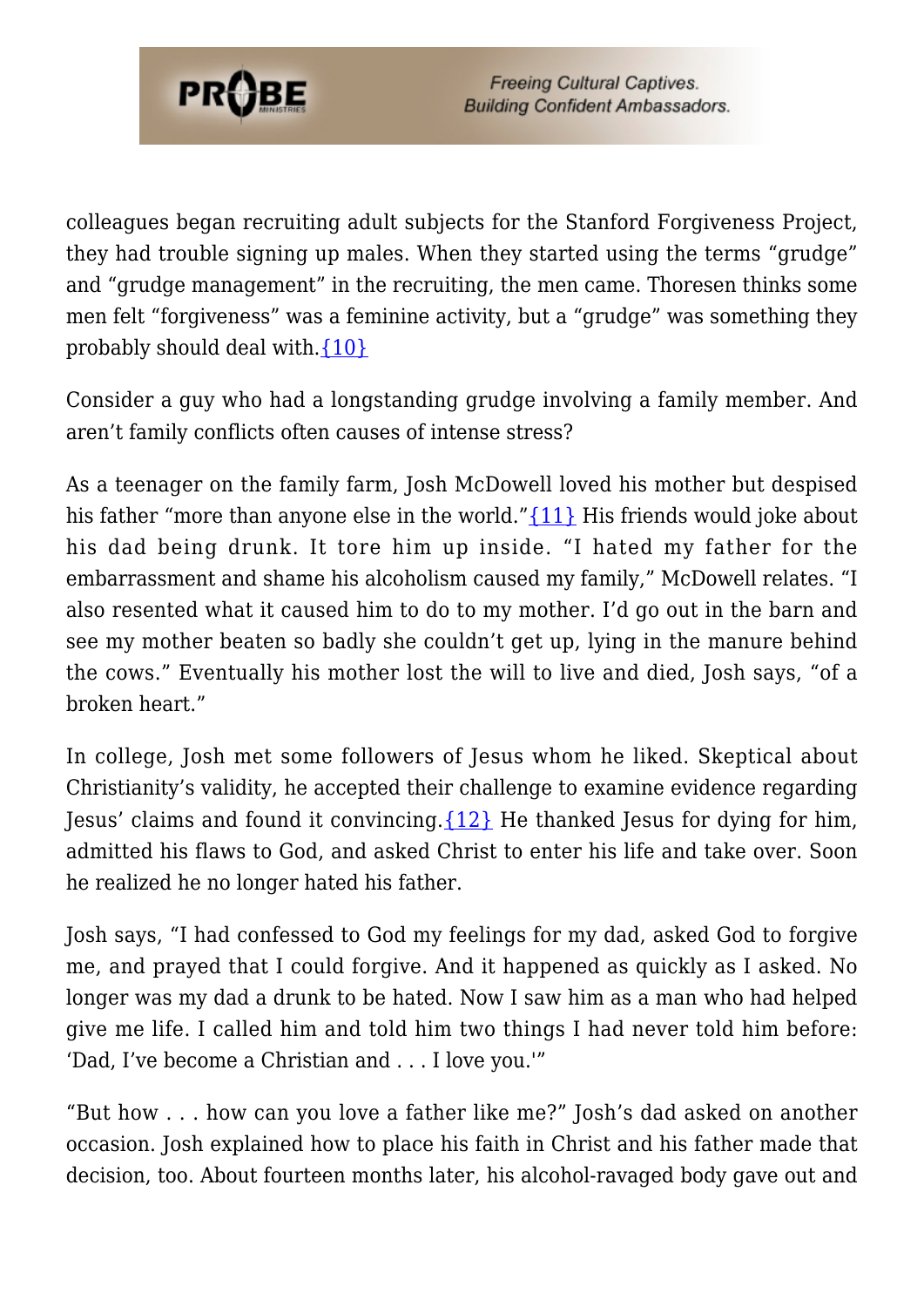colleagues began recruiting adult subjects for the Stanford Forgiveness Project, they had trouble signing up males. When they started using the terms "grudge" and "grudge management" in the recruiting, the men came. Thoresen thinks some men felt "forgiveness" was a feminine activity, but a "grudge" was something they probably should deal with.{10}

Consider a guy who had a longstanding grudge involving a family member. And aren't family conflicts often causes of intense stress?

As a teenager on the family farm, Josh McDowell loved his mother but despised his father "more than anyone else in the world."{11} His friends would joke about his dad being drunk. It tore him up inside. "I hated my father for the embarrassment and shame his alcoholism caused my family," McDowell relates. "I also resented what it caused him to do to my mother. I'd go out in the barn and see my mother beaten so badly she couldn't get up, lying in the manure behind the cows." Eventually his mother lost the will to live and died, Josh says, "of a broken heart."

In college, Josh met some followers of Jesus whom he liked. Skeptical about Christianity's validity, he accepted their challenge to examine evidence regarding Jesus' claims and found it convincing.{12} He thanked Jesus for dying for him, admitted his flaws to God, and asked Christ to enter his life and take over. Soon he realized he no longer hated his father.

Josh says, "I had confessed to God my feelings for my dad, asked God to forgive me, and prayed that I could forgive. And it happened as quickly as I asked. No longer was my dad a drunk to be hated. Now I saw him as a man who had helped give me life. I called him and told him two things I had never told him before: 'Dad, I've become a Christian and . . . I love you.'"

"But how . . . how can you love a father like me?" Josh's dad asked on another occasion. Josh explained how to place his faith in Christ and his father made that decision, too. About fourteen months later, his alcohol-ravaged body gave out and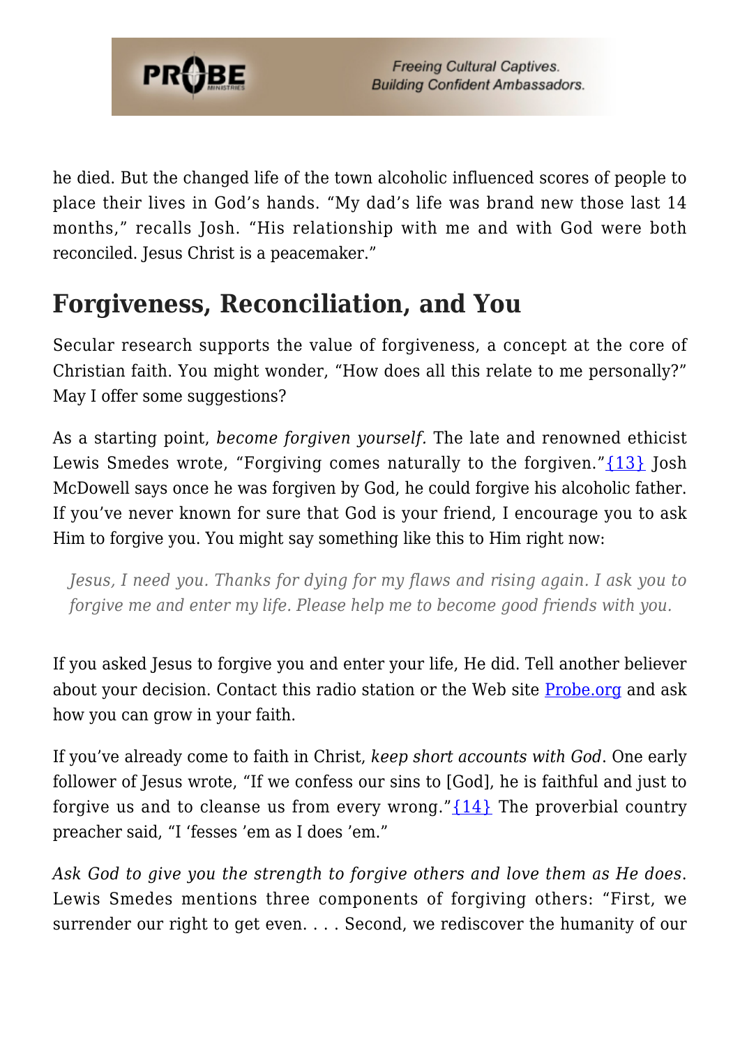he died. But the changed life of the town alcoholic influenced scores of people to place their lives in God's hands. "My dad's life was brand new those last 14 months," recalls Josh. "His relationship with me and with God were both reconciled. Jesus Christ is a peacemaker."

## Forgiveness, Reconciliation, and You

Secular research supports the value of forgiveness, a concept at the core of Christian faith. You might wonder, "How does all this relate to me personally?" May I offer some suggestions?

As a starting point, *become forgiven yourself.* The late and renowned ethicist Lewis Smedes wrote, "Forgiving comes naturally to the forgiven."{13} Josh McDowell says once he was forgiven by God, he could forgive his alcoholic father. If you've never known for sure that God is your friend, I encourage you to ask Him to forgive you. You might say something like this to Him right now:

> *Jesus, I need you. Thanks for dying for my flaws and rising again. I ask you to forgive me and enter my life. Please help me to become good friends with you.*

If you asked Jesus to forgive you and enter your life, He did. Tell another believer about your decision. Contact this radio station or the Web site Probe.org and ask how you can grow in your faith.

If you've already come to faith in Christ, *keep short accounts with God*. One early follower of Jesus wrote, "If we confess our sins to [God], he is faithful and just to forgive us and to cleanse us from every wrong."{14} The proverbial country preacher said, "I 'fesses 'em as I does 'em."

*Ask God to give you the strength to forgive others and love them as He does*. Lewis Smedes mentions three components of forgiving others: "First, we surrender our right to get even. . . . Second, we rediscover the humanity of our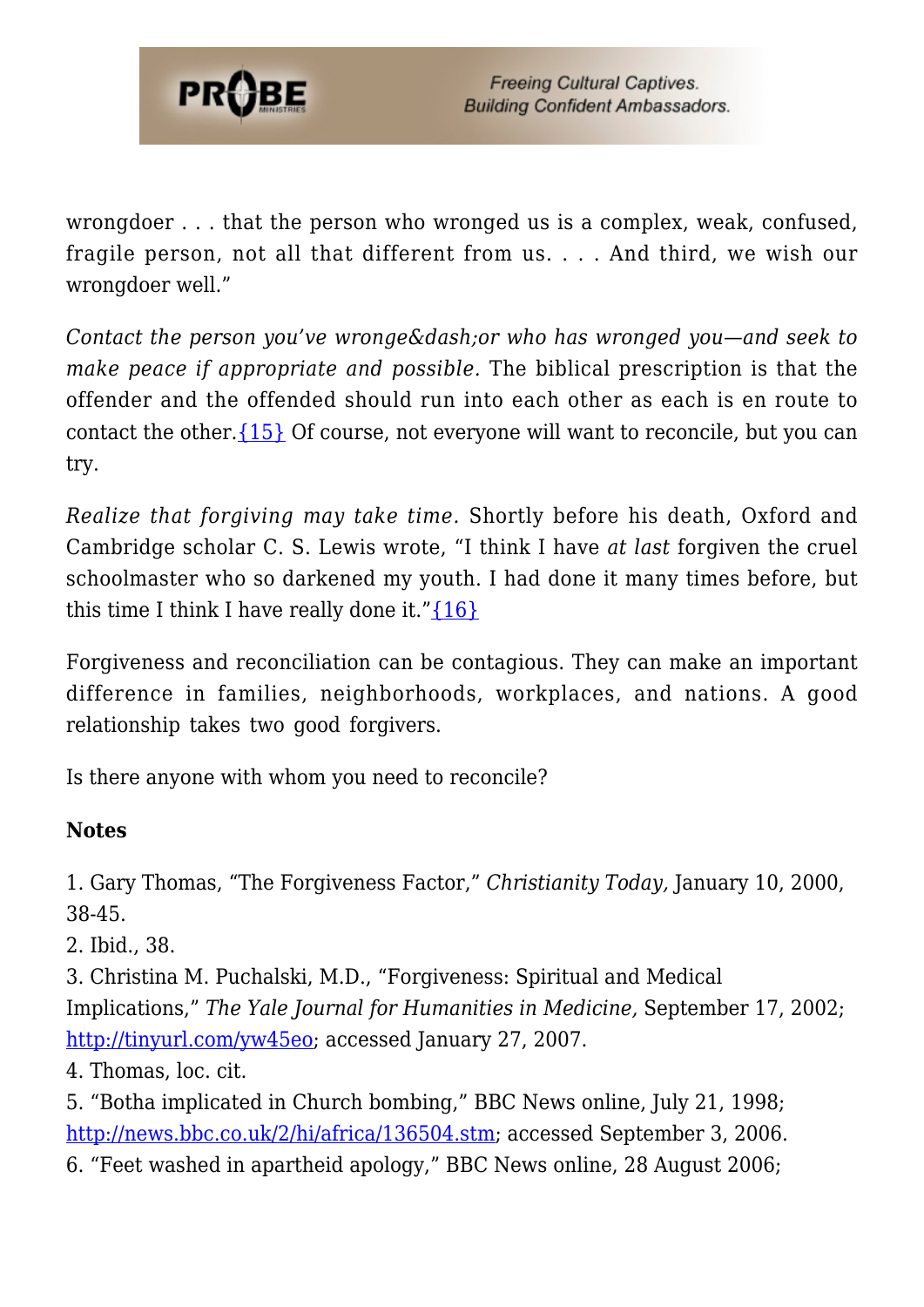wrongdoer . . . that the person who wronged us is a complex, weak, confused, fragile person, not all that different from us. . . . And third, we wish our wrongdoer well."

*Contact the person you've wronge&dash;or who has wronged you—and seek to make peace if appropriate and possible.* The biblical prescription is that the offender and the offended should run into each other as each is en route to contact the other.{15} Of course, not everyone will want to reconcile, but you can try.

*Realize that forgiving may take time.* Shortly before his death, Oxford and Cambridge scholar C. S. Lewis wrote, "I think I have *at last* forgiven the cruel schoolmaster who so darkened my youth. I had done it many times before, but this time I think I have really done it."{16}

Forgiveness and reconciliation can be contagious. They can make an important difference in families, neighborhoods, workplaces, and nations. A good relationship takes two good forgivers.

Is there anyone with whom you need to reconcile?

**Notes**

1. Gary Thomas, "The Forgiveness Factor," *Christianity Today,* January 10, 2000, 38-45.
2. Ibid., 38.
3. Christina M. Puchalski, M.D., "Forgiveness: Spiritual and Medical Implications," *The Yale Journal for Humanities in Medicine,* September 17, 2002; http://tinyurl.com/yw45eo; accessed January 27, 2007.
4. Thomas, loc. cit.
5. "Botha implicated in Church bombing," BBC News online, July 21, 1998; http://news.bbc.co.uk/2/hi/africa/136504.stm; accessed September 3, 2006.
6. "Feet washed in apartheid apology," BBC News online, 28 August 2006;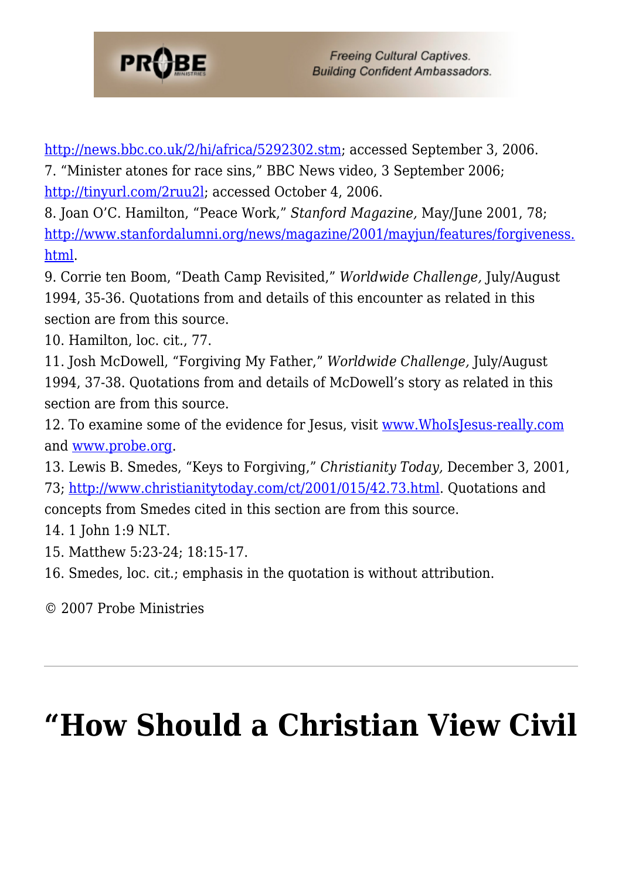http://news.bbc.co.uk/2/hi/africa/5292302.stm; accessed September 3, 2006.

7. "Minister atones for race sins," BBC News video, 3 September 2006; http://tinyurl.com/2ruu2l; accessed October 4, 2006.

8. Joan O'C. Hamilton, "Peace Work," *Stanford Magazine,* May/June 2001, 78; http://www.stanfordalumni.org/news/magazine/2001/mayjun/features/forgiveness.html.

9. Corrie ten Boom, "Death Camp Revisited," *Worldwide Challenge,* July/August 1994, 35-36. Quotations from and details of this encounter as related in this section are from this source.

10. Hamilton, loc. cit., 77.

11. Josh McDowell, "Forgiving My Father," *Worldwide Challenge,* July/August 1994, 37-38. Quotations from and details of McDowell's story as related in this section are from this source.

12. To examine some of the evidence for Jesus, visit www.WhoIsJesus-really.com and www.probe.org.

13. Lewis B. Smedes, "Keys to Forgiving," *Christianity Today,* December 3, 2001, 73; http://www.christianitytoday.com/ct/2001/015/42.73.html. Quotations and concepts from Smedes cited in this section are from this source.

14. 1 John 1:9 NLT.

15. Matthew 5:23-24; 18:15-17.

16. Smedes, loc. cit.; emphasis in the quotation is without attribution.

© 2007 Probe Ministries

---

# "How Should a Christian View Civil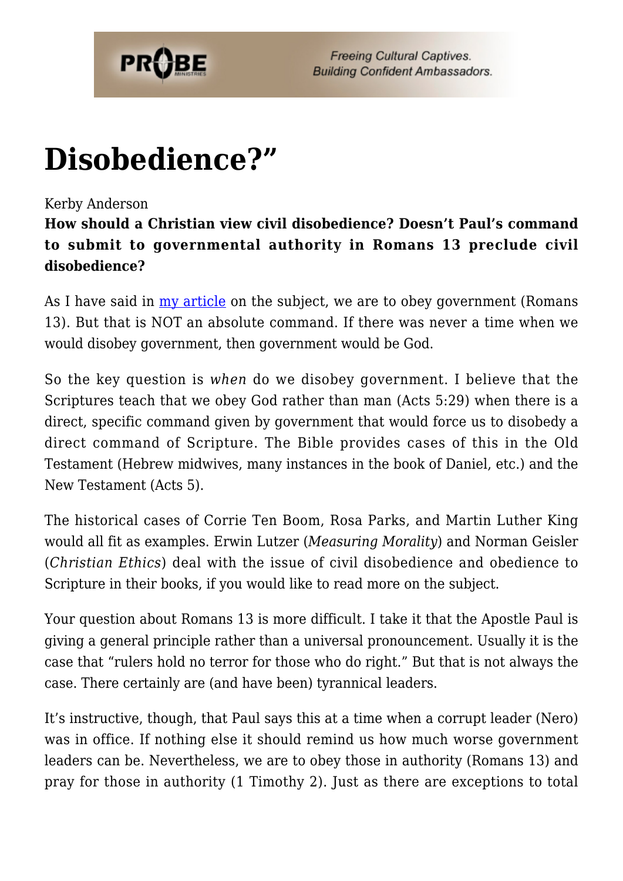# Disobedience?"

Kerby Anderson

**How should a Christian view civil disobedience? Doesn't Paul's command to submit to governmental authority in Romans 13 preclude civil disobedience?**

As I have said in [my article](my article) on the subject, we are to obey government (Romans 13). But that is NOT an absolute command. If there was never a time when we would disobey government, then government would be God.

So the key question is *when* do we disobey government. I believe that the Scriptures teach that we obey God rather than man (Acts 5:29) when there is a direct, specific command given by government that would force us to disobedy a direct command of Scripture. The Bible provides cases of this in the Old Testament (Hebrew midwives, many instances in the book of Daniel, etc.) and the New Testament (Acts 5).

The historical cases of Corrie Ten Boom, Rosa Parks, and Martin Luther King would all fit as examples. Erwin Lutzer (*Measuring Morality*) and Norman Geisler (*Christian Ethics*) deal with the issue of civil disobedience and obedience to Scripture in their books, if you would like to read more on the subject.

Your question about Romans 13 is more difficult. I take it that the Apostle Paul is giving a general principle rather than a universal pronouncement. Usually it is the case that "rulers hold no terror for those who do right." But that is not always the case. There certainly are (and have been) tyrannical leaders.

It's instructive, though, that Paul says this at a time when a corrupt leader (Nero) was in office. If nothing else it should remind us how much worse government leaders can be. Nevertheless, we are to obey those in authority (Romans 13) and pray for those in authority (1 Timothy 2). Just as there are exceptions to total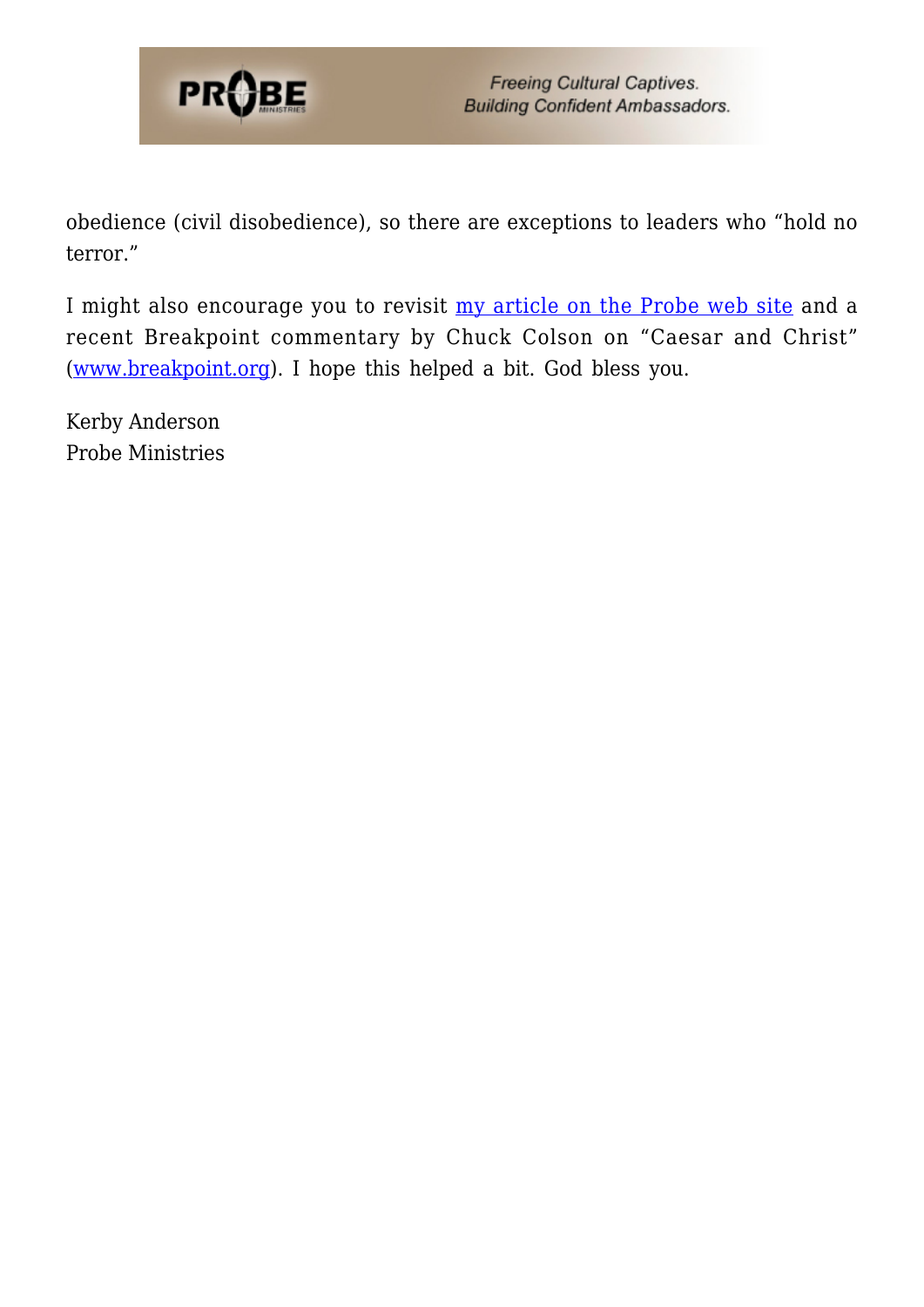obedience (civil disobedience), so there are exceptions to leaders who "hold no terror."

I might also encourage you to revisit my article on the Probe web site and a recent Breakpoint commentary by Chuck Colson on "Caesar and Christ" (www.breakpoint.org). I hope this helped a bit. God bless you.

Kerby Anderson
Probe Ministries